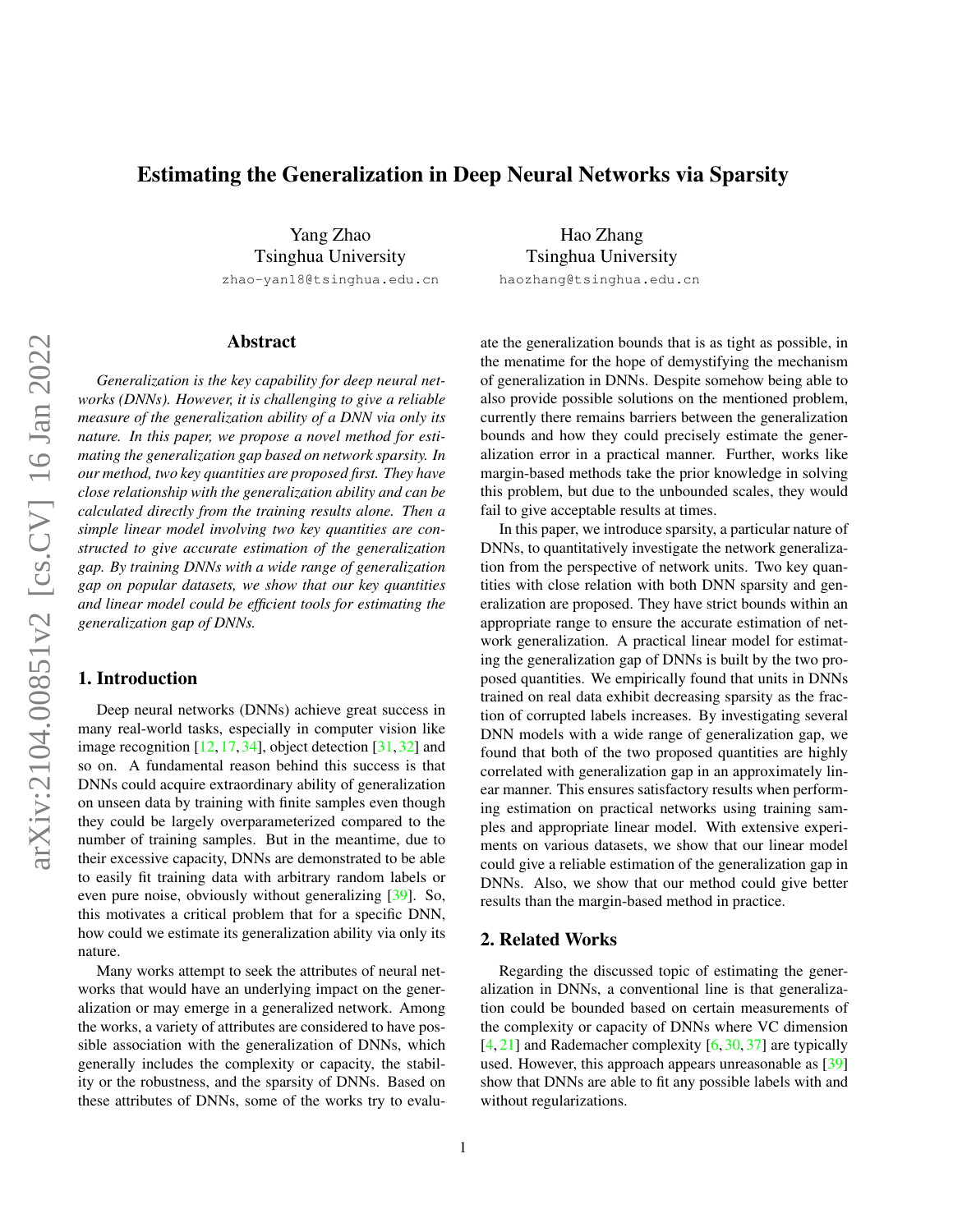# Estimating the Generalization in Deep Neural Networks via Sparsity

Yang Zhao
Tsinghua University
zhao-yan18@tsinghua.edu.cn

Hao Zhang
Tsinghua University
haozhang@tsinghua.edu.cn

## Abstract

*Generalization is the key capability for deep neural networks (DNNs). However, it is challenging to give a reliable measure of the generalization ability of a DNN via only its nature. In this paper, we propose a novel method for estimating the generalization gap based on network sparsity. In our method, two key quantities are proposed first. They have close relationship with the generalization ability and can be calculated directly from the training results alone. Then a simple linear model involving two key quantities are constructed to give accurate estimation of the generalization gap. By training DNNs with a wide range of generalization gap on popular datasets, we show that our key quantities and linear model could be efficient tools for estimating the generalization gap of DNNs.*

## 1. Introduction

Deep neural networks (DNNs) achieve great success in many real-world tasks, especially in computer vision like image recognition [12, 17, 34], object detection [31, 32] and so on. A fundamental reason behind this success is that DNNs could acquire extraordinary ability of generalization on unseen data by training with finite samples even though they could be largely overparameterized compared to the number of training samples. But in the meantime, due to their excessive capacity, DNNs are demonstrated to be able to easily fit training data with arbitrary random labels or even pure noise, obviously without generalizing [39]. So, this motivates a critical problem that for a specific DNN, how could we estimate its generalization ability via only its nature.

Many works attempt to seek the attributes of neural networks that would have an underlying impact on the generalization or may emerge in a generalized network. Among the works, a variety of attributes are considered to have possible association with the generalization of DNNs, which generally includes the complexity or capacity, the stability or the robustness, and the sparsity of DNNs. Based on these attributes of DNNs, some of the works try to evaluate the generalization bounds that is as tight as possible, in the menatime for the hope of demystifying the mechanism of generalization in DNNs. Despite somehow being able to also provide possible solutions on the mentioned problem, currently there remains barriers between the generalization bounds and how they could precisely estimate the generalization error in a practical manner. Further, works like margin-based methods take the prior knowledge in solving this problem, but due to the unbounded scales, they would fail to give acceptable results at times.

In this paper, we introduce sparsity, a particular nature of DNNs, to quantitatively investigate the network generalization from the perspective of network units. Two key quantities with close relation with both DNN sparsity and generalization are proposed. They have strict bounds within an appropriate range to ensure the accurate estimation of network generalization. A practical linear model for estimating the generalization gap of DNNs is built by the two proposed quantities. We empirically found that units in DNNs trained on real data exhibit decreasing sparsity as the fraction of corrupted labels increases. By investigating several DNN models with a wide range of generalization gap, we found that both of the two proposed quantities are highly correlated with generalization gap in an approximately linear manner. This ensures satisfactory results when performing estimation on practical networks using training samples and appropriate linear model. With extensive experiments on various datasets, we show that our linear model could give a reliable estimation of the generalization gap in DNNs. Also, we show that our method could give better results than the margin-based method in practice.

## 2. Related Works

Regarding the discussed topic of estimating the generalization in DNNs, a conventional line is that generalization could be bounded based on certain measurements of the complexity or capacity of DNNs where VC dimension [4, 21] and Rademacher complexity [6, 30, 37] are typically used. However, this approach appears unreasonable as [39] show that DNNs are able to fit any possible labels with and without regularizations.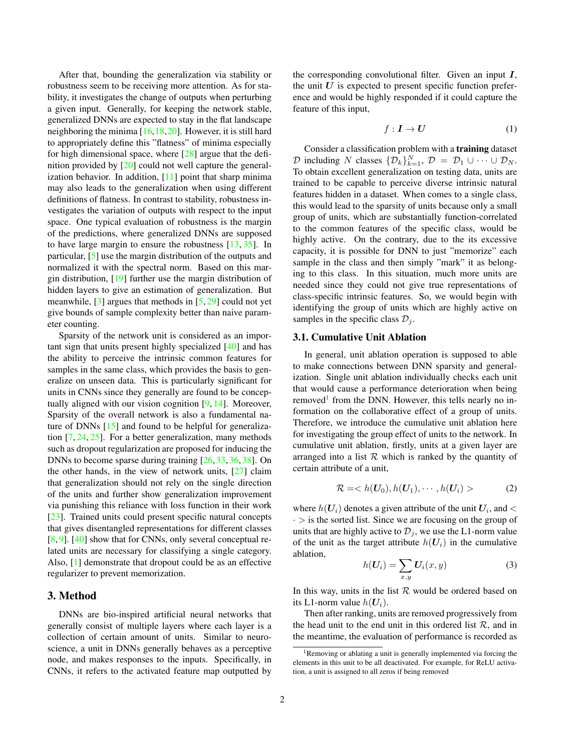After that, bounding the generalization via stability or robustness seem to be receiving more attention. As for stability, it investigates the change of outputs when perturbing a given input. Generally, for keeping the network stable, generalized DNNs are expected to stay in the flat landscape neighboring the minima [16,18,20]. However, it is still hard to appropriately define this "flatness" of minima especially for high dimensional space, where [28] argue that the definition provided by [20] could not well capture the generalization behavior. In addition, [11] point that sharp minima may also leads to the generalization when using different definitions of flatness. In contrast to stability, robustness investigates the variation of outputs with respect to the input space. One typical evaluation of robustness is the margin of the predictions, where generalized DNNs are supposed to have large margin to ensure the robustness [13, 35]. In particular, [5] use the margin distribution of the outputs and normalized it with the spectral norm. Based on this margin distribution, [19] further use the margin distribution of hidden layers to give an estimation of generalization. But meanwhile, [3] argues that methods in [5, 29] could not yet give bounds of sample complexity better than naive parameter counting.

Sparsity of the network unit is considered as an important sign that units present highly specialized [40] and has the ability to perceive the intrinsic common features for samples in the same class, which provides the basis to generalize on unseen data. This is particularly significant for units in CNNs since they generally are found to be conceptually aligned with our vision cognition [9, 14]. Moreover, Sparsity of the overall network is also a fundamental nature of DNNs [15] and found to be helpful for generalization [7, 24, 25]. For a better generalization, many methods such as dropout regularization are proposed for inducing the DNNs to become sparse during training [26, 33, 36, 38]. On the other hands, in the view of network units, [27] claim that generalization should not rely on the single direction of the units and further show generalization improvement via punishing this reliance with loss function in their work [23]. Trained units could present specific natural concepts that gives disentangled representations for different classes [8, 9]. [40] show that for CNNs, only several conceptual related units are necessary for classifying a single category. Also, [1] demonstrate that dropout could be as an effective regularizer to prevent memorization.

# 3. Method

DNNs are bio-inspired artificial neural networks that generally consist of multiple layers where each layer is a collection of certain amount of units. Similar to neuroscience, a unit in DNNs generally behaves as a perceptive node, and makes responses to the inputs. Specifically, in CNNs, it refers to the activated feature map outputted by the corresponding convolutional filter. Given an input $\boldsymbol{I}$, the unit $\boldsymbol{U}$ is expected to present specific function preference and would be highly responded if it could capture the feature of this input,

$$f : \boldsymbol{I} \rightarrow \boldsymbol{U} \tag{1}$$

Consider a classification problem with a **training** dataset $\mathcal{D}$ including $N$ classes $\{\mathcal{D}_k\}_{k=1}^N$, $\mathcal{D} = \mathcal{D}_1 \cup \cdots \cup \mathcal{D}_N$. To obtain excellent generalization on testing data, units are trained to be capable to perceive diverse intrinsic natural features hidden in a dataset. When comes to a single class, this would lead to the sparsity of units because only a small group of units, which are substantially function-correlated to the common features of the specific class, would be highly active. On the contrary, due to the its excessive capacity, it is possible for DNN to just "memorize" each sample in the class and then simply "mark" it as belonging to this class. In this situation, much more units are needed since they could not give true representations of class-specific intrinsic features. So, we would begin with identifying the group of units which are highly active on samples in the specific class $\mathcal{D}_j$.

## 3.1. Cumulative Unit Ablation

In general, unit ablation operation is supposed to able to make connections between DNN sparsity and generalization. Single unit ablation individually checks each unit that would cause a performance deterioration when being removed[1] from the DNN. However, this tells nearly no information on the collaborative effect of a group of units. Therefore, we introduce the cumulative unit ablation here for investigating the group effect of units to the network. In cumulative unit ablation, firstly, units at a given layer are arranged into a list $\mathcal{R}$ which is ranked by the quantity of certain attribute of a unit,

$$\mathcal{R} = < h(\boldsymbol{U}_0), h(\boldsymbol{U}_1), \cdots, h(\boldsymbol{U}_i) > \tag{2}$$

where $h(\boldsymbol{U}_i)$ denotes a given attribute of the unit $\boldsymbol{U}_i$, and $< \cdot >$ is the sorted list. Since we are focusing on the group of units that are highly active to $\mathcal{D}_j$, we use the L1-norm value of the unit as the target attribute $h(\boldsymbol{U}_i)$ in the cumulative ablation,

$$h(\boldsymbol{U}_i) = \sum_{x,y} \boldsymbol{U}_i(x, y) \tag{3}$$

In this way, units in the list $\mathcal{R}$ would be ordered based on its L1-norm value $h(\boldsymbol{U}_i)$.

Then after ranking, units are removed progressively from the head unit to the end unit in this ordered list $\mathcal{R}$, and in the meantime, the evaluation of performance is recorded as

[1] Removing or ablating a unit is generally implemented via forcing the elements in this unit to be all deactivated. For example, for ReLU activation, a unit is assigned to all zeros if being removed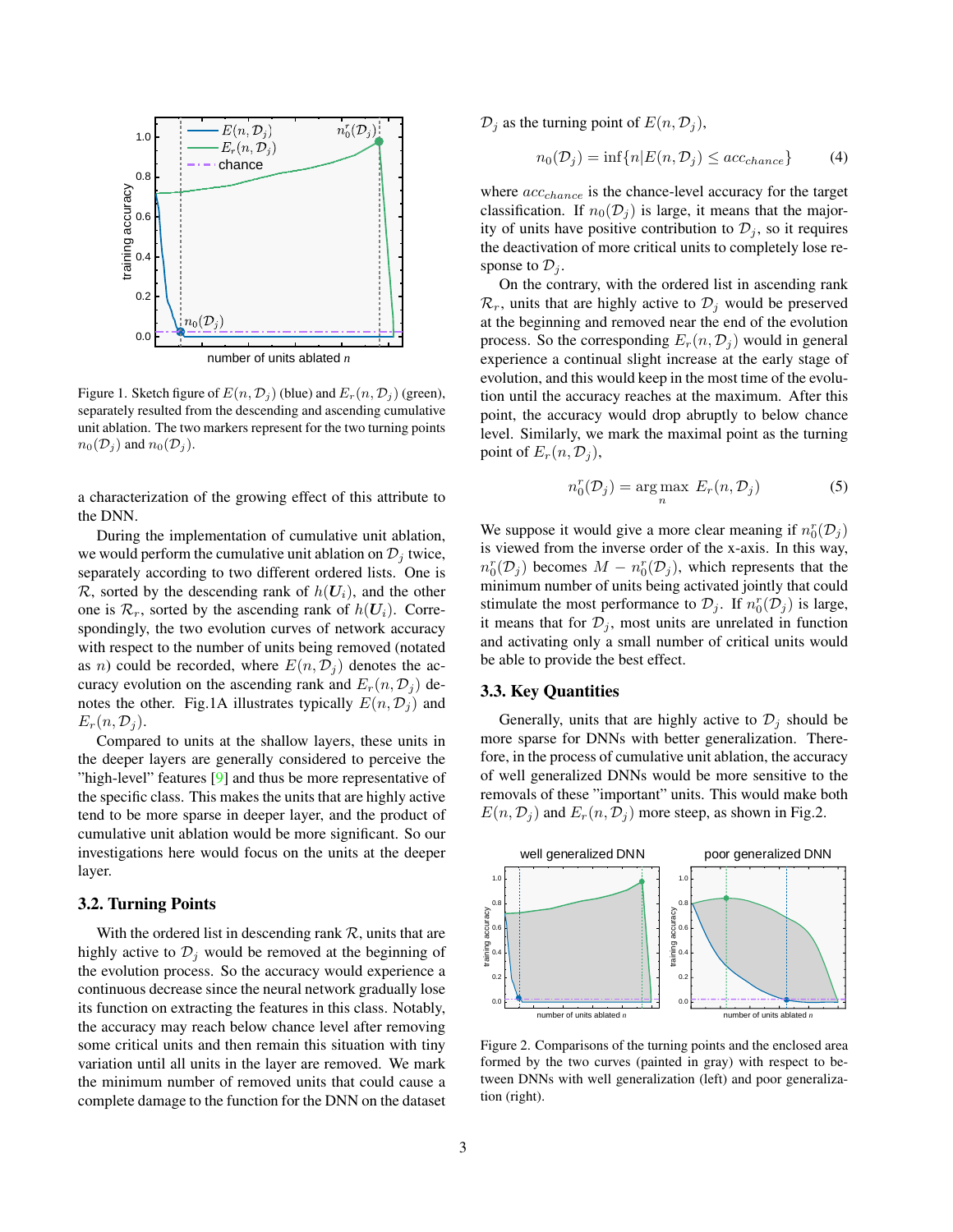Figure 1. Sketch figure of $E(n, \mathcal{D}_j)$ (blue) and $E_r(n, \mathcal{D}_j)$ (green), separately resulted from the descending and ascending cumulative unit ablation. The two markers represent for the two turning points $n_0(\mathcal{D}_j)$ and $n_0(\mathcal{D}_j)$.

a characterization of the growing effect of this attribute to the DNN.

During the implementation of cumulative unit ablation, we would perform the cumulative unit ablation on $\mathcal{D}_j$ twice, separately according to two different ordered lists. One is $\mathcal{R}$, sorted by the descending rank of $h(\boldsymbol{U}_i)$, and the other one is $\mathcal{R}_r$, sorted by the ascending rank of $h(\boldsymbol{U}_i)$. Correspondingly, the two evolution curves of network accuracy with respect to the number of units being removed (notated as $n$) could be recorded, where $E(n, \mathcal{D}_j)$ denotes the accuracy evolution on the ascending rank and $E_r(n, \mathcal{D}_j)$ denotes the other. Fig.1A illustrates typically $E(n, \mathcal{D}_j)$ and $E_r(n, \mathcal{D}_j)$.

Compared to units at the shallow layers, these units in the deeper layers are generally considered to perceive the "high-level" features [9] and thus be more representative of the specific class. This makes the units that are highly active tend to be more sparse in deeper layer, and the product of cumulative unit ablation would be more significant. So our investigations here would focus on the units at the deeper layer.

## 3.2. Turning Points

With the ordered list in descending rank $\mathcal{R}$, units that are highly active to $\mathcal{D}_j$ would be removed at the beginning of the evolution process. So the accuracy would experience a continuous decrease since the neural network gradually lose its function on extracting the features in this class. Notably, the accuracy may reach below chance level after removing some critical units and then remain this situation with tiny variation until all units in the layer are removed. We mark the minimum number of removed units that could cause a complete damage to the function for the DNN on the dataset $\mathcal{D}_j$ as the turning point of $E(n, \mathcal{D}_j)$,

$$n_0(\mathcal{D}_j) = \inf\{n | E(n, \mathcal{D}_j) \leq acc_{chance}\} \tag{4}$$

where $acc_{chance}$ is the chance-level accuracy for the target classification. If $n_0(\mathcal{D}_j)$ is large, it means that the majority of units have positive contribution to $\mathcal{D}_j$, so it requires the deactivation of more critical units to completely lose response to $\mathcal{D}_j$.

On the contrary, with the ordered list in ascending rank $\mathcal{R}_r$, units that are highly active to $\mathcal{D}_j$ would be preserved at the beginning and removed near the end of the evolution process. So the corresponding $E_r(n, \mathcal{D}_j)$ would in general experience a continual slight increase at the early stage of evolution, and this would keep in the most time of the evolution until the accuracy reaches at the maximum. After this point, the accuracy would drop abruptly to below chance level. Similarly, we mark the maximal point as the turning point of $E_r(n, \mathcal{D}_j)$,

$$n_0^r(\mathcal{D}_j) = \arg\max_n \, E_r(n, \mathcal{D}_j) \tag{5}$$

We suppose it would give a more clear meaning if $n_0^r(\mathcal{D}_j)$ is viewed from the inverse order of the x-axis. In this way, $n_0^r(\mathcal{D}_j)$ becomes $M - n_0^r(\mathcal{D}_j)$, which represents that the minimum number of units being activated jointly that could stimulate the most performance to $\mathcal{D}_j$. If $n_0^r(\mathcal{D}_j)$ is large, it means that for $\mathcal{D}_j$, most units are unrelated in function and activating only a small number of critical units would be able to provide the best effect.

## 3.3. Key Quantities

Generally, units that are highly active to $\mathcal{D}_j$ should be more sparse for DNNs with better generalization. Therefore, in the process of cumulative unit ablation, the accuracy of well generalized DNNs would be more sensitive to the removals of these "important" units. This would make both $E(n, \mathcal{D}_j)$ and $E_r(n, \mathcal{D}_j)$ more steep, as shown in Fig.2.

Figure 2. Comparisons of the turning points and the enclosed area formed by the two curves (painted in gray) with respect to between DNNs with well generalization (left) and poor generalization (right).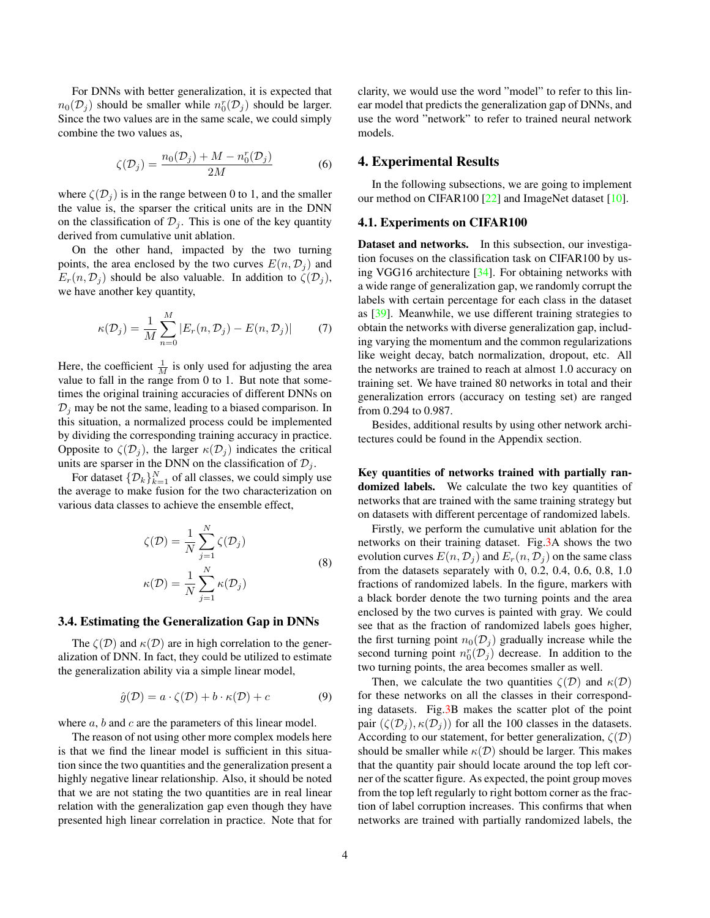For DNNs with better generalization, it is expected that $n_0(\mathcal{D}_j)$ should be smaller while $n_0^r(\mathcal{D}_j)$ should be larger. Since the two values are in the same scale, we could simply combine the two values as,

$$\zeta(\mathcal{D}_j) = \frac{n_0(\mathcal{D}_j) + M - n_0^r(\mathcal{D}_j)}{2M} \tag{6}$$

where $\zeta(\mathcal{D}_j)$ is in the range between 0 to 1, and the smaller the value is, the sparser the critical units are in the DNN on the classification of $\mathcal{D}_j$. This is one of the key quantity derived from cumulative unit ablation.

On the other hand, impacted by the two turning points, the area enclosed by the two curves $E(n, \mathcal{D}_j)$ and $E_r(n, \mathcal{D}_j)$ should be also valuable. In addition to $\zeta(\mathcal{D}_j)$, we have another key quantity,

$$\kappa(\mathcal{D}_j) = \frac{1}{M} \sum_{n=0}^{M} |E_r(n, \mathcal{D}_j) - E(n, \mathcal{D}_j)| \tag{7}$$

Here, the coefficient $\frac{1}{M}$ is only used for adjusting the area value to fall in the range from 0 to 1. But note that sometimes the original training accuracies of different DNNs on $\mathcal{D}_j$ may be not the same, leading to a biased comparison. In this situation, a normalized process could be implemented by dividing the corresponding training accuracy in practice. Opposite to $\zeta(\mathcal{D}_j)$, the larger $\kappa(\mathcal{D}_j)$ indicates the critical units are sparser in the DNN on the classification of $\mathcal{D}_j$.

For dataset $\{\mathcal{D}_k\}_{k=1}^N$ of all classes, we could simply use the average to make fusion for the two characterization on various data classes to achieve the ensemble effect,

$$\zeta(\mathcal{D}) = \frac{1}{N} \sum_{j=1}^{N} \zeta(\mathcal{D}_j)$$
$$\kappa(\mathcal{D}) = \frac{1}{N} \sum_{j=1}^{N} \kappa(\mathcal{D}_j) \tag{8}$$

### 3.4. Estimating the Generalization Gap in DNNs

The $\zeta(\mathcal{D})$ and $\kappa(\mathcal{D})$ are in high correlation to the generalization of DNN. In fact, they could be utilized to estimate the generalization ability via a simple linear model,

$$\hat{g}(\mathcal{D}) = a \cdot \zeta(\mathcal{D}) + b \cdot \kappa(\mathcal{D}) + c \tag{9}$$

where $a$, $b$ and $c$ are the parameters of this linear model.

The reason of not using other more complex models here is that we find the linear model is sufficient in this situation since the two quantities and the generalization present a highly negative linear relationship. Also, it should be noted that we are not stating the two quantities are in real linear relation with the generalization gap even though they have presented high linear correlation in practice. Note that for clarity, we would use the word "model" to refer to this linear model that predicts the generalization gap of DNNs, and use the word "network" to refer to trained neural network models.

## 4. Experimental Results

In the following subsections, we are going to implement our method on CIFAR100 [22] and ImageNet dataset [10].

### 4.1. Experiments on CIFAR100

**Dataset and networks.** In this subsection, our investigation focuses on the classification task on CIFAR100 by using VGG16 architecture [34]. For obtaining networks with a wide range of generalization gap, we randomly corrupt the labels with certain percentage for each class in the dataset as [39]. Meanwhile, we use different training strategies to obtain the networks with diverse generalization gap, including varying the momentum and the common regularizations like weight decay, batch normalization, dropout, etc. All the networks are trained to reach at almost 1.0 accuracy on training set. We have trained 80 networks in total and their generalization errors (accuracy on testing set) are ranged from 0.294 to 0.987.

Besides, additional results by using other network architectures could be found in the Appendix section.

**Key quantities of networks trained with partially randomized labels.** We calculate the two key quantities of networks that are trained with the same training strategy but on datasets with different percentage of randomized labels.

Firstly, we perform the cumulative unit ablation for the networks on their training dataset. Fig.3A shows the two evolution curves $E(n, \mathcal{D}_j)$ and $E_r(n, \mathcal{D}_j)$ on the same class from the datasets separately with 0, 0.2, 0.4, 0.6, 0.8, 1.0 fractions of randomized labels. In the figure, markers with a black border denote the two turning points and the area enclosed by the two curves is painted with gray. We could see that as the fraction of randomized labels goes higher, the first turning point $n_0(\mathcal{D}_j)$ gradually increase while the second turning point $n_0^r(\mathcal{D}_j)$ decrease. In addition to the two turning points, the area becomes smaller as well.

Then, we calculate the two quantities $\zeta(\mathcal{D})$ and $\kappa(\mathcal{D})$ for these networks on all the classes in their corresponding datasets. Fig.3B makes the scatter plot of the point pair $(\zeta(\mathcal{D}_j), \kappa(\mathcal{D}_j))$ for all the 100 classes in the datasets. According to our statement, for better generalization, $\zeta(\mathcal{D})$ should be smaller while $\kappa(\mathcal{D})$ should be larger. This makes that the quantity pair should locate around the top left corner of the scatter figure. As expected, the point group moves from the top left regularly to right bottom corner as the fraction of label corruption increases. This confirms that when networks are trained with partially randomized labels, the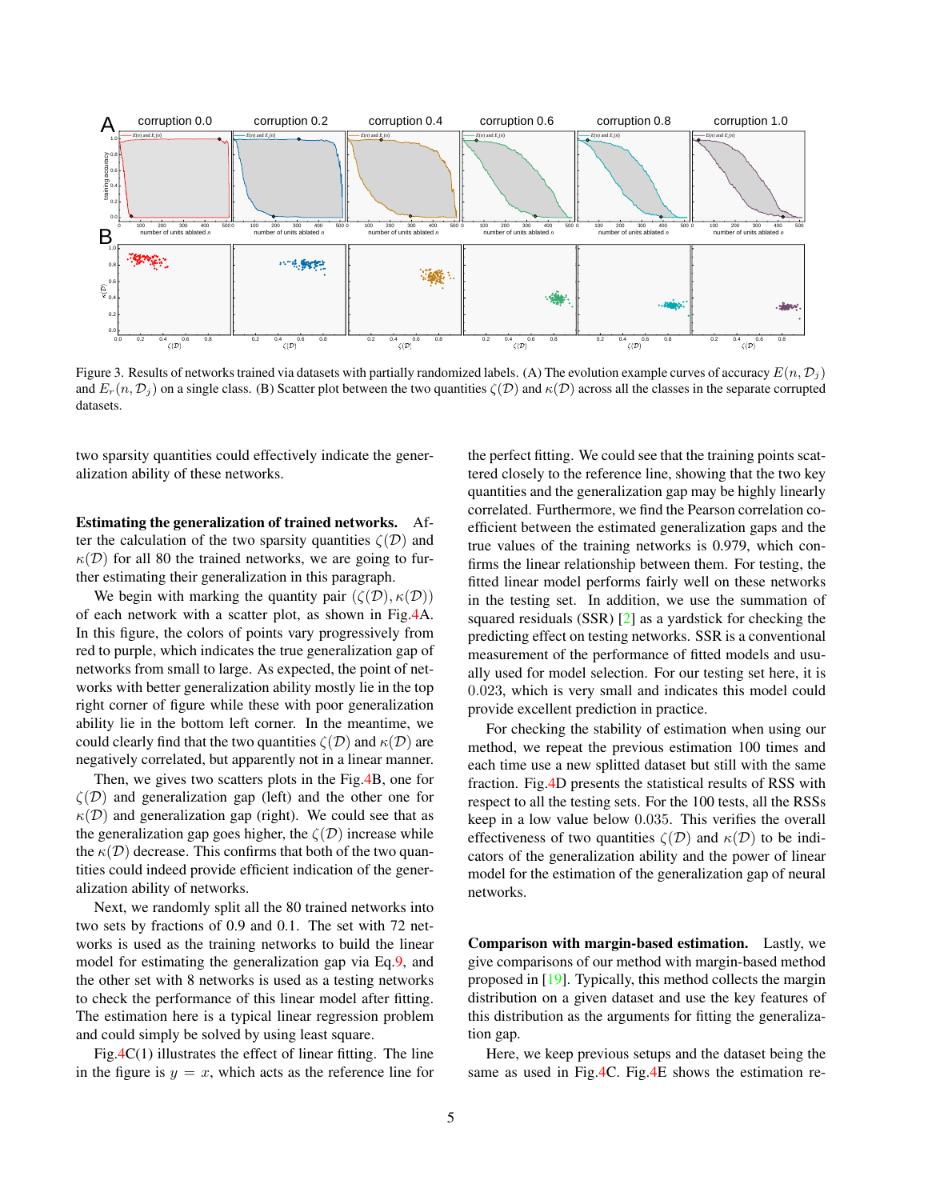Figure 3. Results of networks trained via datasets with partially randomized labels. (A) The evolution example curves of accuracy $E(n, \mathcal{D}_j)$ and $E_r(n, \mathcal{D}_j)$ on a single class. (B) Scatter plot between the two quantities $\zeta(\mathcal{D})$ and $\kappa(\mathcal{D})$ across all the classes in the separate corrupted datasets.

two sparsity quantities could effectively indicate the generalization ability of these networks.

**Estimating the generalization of trained networks.** After the calculation of the two sparsity quantities $\zeta(\mathcal{D})$ and $\kappa(\mathcal{D})$ for all 80 the trained networks, we are going to further estimating their generalization in this paragraph.

We begin with marking the quantity pair $(\zeta(\mathcal{D}), \kappa(\mathcal{D}))$ of each network with a scatter plot, as shown in Fig.4A. In this figure, the colors of points vary progressively from red to purple, which indicates the true generalization gap of networks from small to large. As expected, the point of networks with better generalization ability mostly lie in the top right corner of figure while these with poor generalization ability lie in the bottom left corner. In the meantime, we could clearly find that the two quantities $\zeta(\mathcal{D})$ and $\kappa(\mathcal{D})$ are negatively correlated, but apparently not in a linear manner.

Then, we gives two scatters plots in the Fig.4B, one for $\zeta(\mathcal{D})$ and generalization gap (left) and the other one for $\kappa(\mathcal{D})$ and generalization gap (right). We could see that as the generalization gap goes higher, the $\zeta(\mathcal{D})$ increase while the $\kappa(\mathcal{D})$ decrease. This confirms that both of the two quantities could indeed provide efficient indication of the generalization ability of networks.

Next, we randomly split all the 80 trained networks into two sets by fractions of 0.9 and 0.1. The set with 72 networks is used as the training networks to build the linear model for estimating the generalization gap via Eq.9, and the other set with 8 networks is used as a testing networks to check the performance of this linear model after fitting. The estimation here is a typical linear regression problem and could simply be solved by using least square.

Fig.4C(1) illustrates the effect of linear fitting. The line in the figure is $y = x$, which acts as the reference line for the perfect fitting. We could see that the training points scattered closely to the reference line, showing that the two key quantities and the generalization gap may be highly linearly correlated. Furthermore, we find the Pearson correlation coefficient between the estimated generalization gaps and the true values of the training networks is 0.979, which confirms the linear relationship between them. For testing, the fitted linear model performs fairly well on these networks in the testing set. In addition, we use the summation of squared residuals (SSR) [2] as a yardstick for checking the predicting effect on testing networks. SSR is a conventional measurement of the performance of fitted models and usually used for model selection. For our testing set here, it is $0.023$, which is very small and indicates this model could provide excellent prediction in practice.

For checking the stability of estimation when using our method, we repeat the previous estimation 100 times and each time use a new splitted dataset but still with the same fraction. Fig.4D presents the statistical results of RSS with respect to all the testing sets. For the 100 tests, all the RSSs keep in a low value below $0.035$. This verifies the overall effectiveness of two quantities $\zeta(\mathcal{D})$ and $\kappa(\mathcal{D})$ to be indicators of the generalization ability and the power of linear model for the estimation of the generalization gap of neural networks.

**Comparison with margin-based estimation.** Lastly, we give comparisons of our method with margin-based method proposed in [19]. Typically, this method collects the margin distribution on a given dataset and use the key features of this distribution as the arguments for fitting the generalization gap.

Here, we keep previous setups and the dataset being the same as used in Fig.4C. Fig.4E shows the estimation re-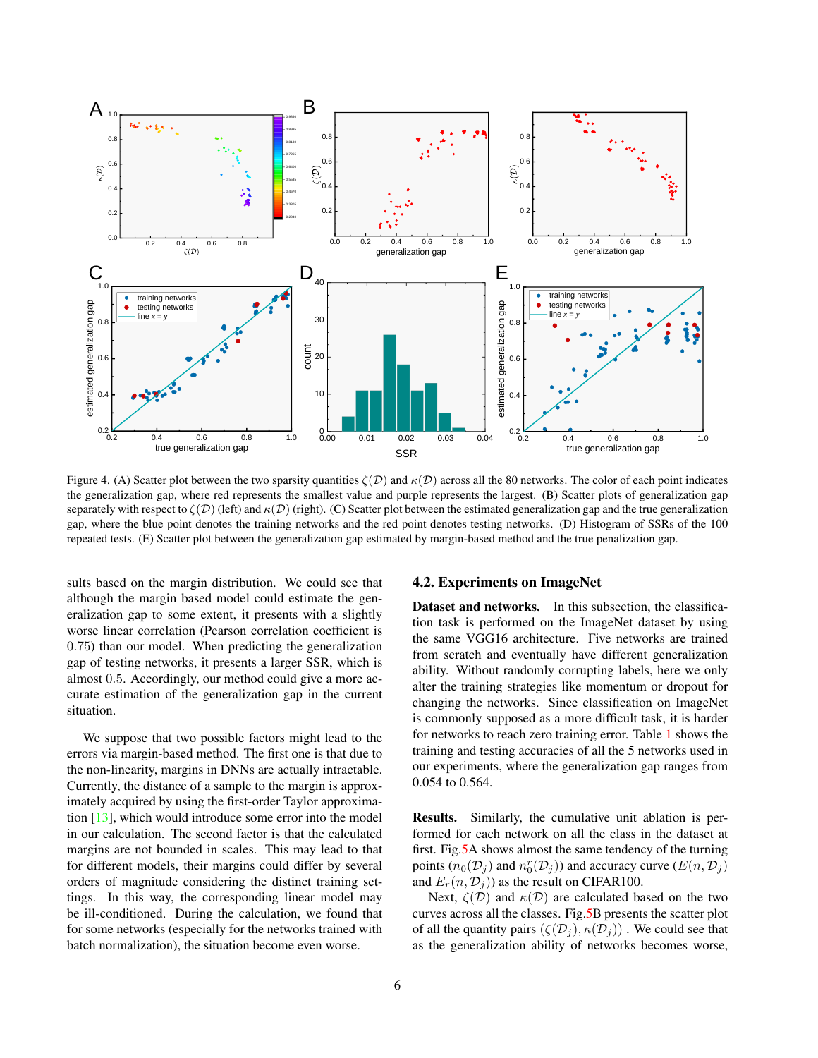Figure 4. (A) Scatter plot between the two sparsity quantities $\zeta(\mathcal{D})$ and $\kappa(\mathcal{D})$ across all the 80 networks. The color of each point indicates the generalization gap, where red represents the smallest value and purple represents the largest. (B) Scatter plots of generalization gap separately with respect to $\zeta(\mathcal{D})$ (left) and $\kappa(\mathcal{D})$ (right). (C) Scatter plot between the estimated generalization gap and the true generalization gap, where the blue point denotes the training networks and the red point denotes testing networks. (D) Histogram of SSRs of the 100 repeated tests. (E) Scatter plot between the generalization gap estimated by margin-based method and the true penalization gap.

sults based on the margin distribution. We could see that although the margin based model could estimate the generalization gap to some extent, it presents with a slightly worse linear correlation (Pearson correlation coefficient is 0.75) than our model. When predicting the generalization gap of testing networks, it presents a larger SSR, which is almost 0.5. Accordingly, our method could give a more accurate estimation of the generalization gap in the current situation.

We suppose that two possible factors might lead to the errors via margin-based method. The first one is that due to the non-linearity, margins in DNNs are actually intractable. Currently, the distance of a sample to the margin is approximately acquired by using the first-order Taylor approximation [13], which would introduce some error into the model in our calculation. The second factor is that the calculated margins are not bounded in scales. This may lead to that for different models, their margins could differ by several orders of magnitude considering the distinct training settings. In this way, the corresponding linear model may be ill-conditioned. During the calculation, we found that for some networks (especially for the networks trained with batch normalization), the situation become even worse.

### 4.2. Experiments on ImageNet

**Dataset and networks.** In this subsection, the classification task is performed on the ImageNet dataset by using the same VGG16 architecture. Five networks are trained from scratch and eventually have different generalization ability. Without randomly corrupting labels, here we only alter the training strategies like momentum or dropout for changing the networks. Since classification on ImageNet is commonly supposed as a more difficult task, it is harder for networks to reach zero training error. Table 1 shows the training and testing accuracies of all the 5 networks used in our experiments, where the generalization gap ranges from 0.054 to 0.564.

**Results.** Similarly, the cumulative unit ablation is performed for each network on all the class in the dataset at first. Fig.5A shows almost the same tendency of the turning points $(n_0(\mathcal{D}_j)$ and $n_0^r(\mathcal{D}_j))$ and accuracy curve $(E(n, \mathcal{D}_j)$ and $E_r(n, \mathcal{D}_j))$ as the result on CIFAR100.

Next, $\zeta(\mathcal{D})$ and $\kappa(\mathcal{D})$ are calculated based on the two curves across all the classes. Fig.5B presents the scatter plot of all the quantity pairs $(\zeta(\mathcal{D}_j), \kappa(\mathcal{D}_j))$ . We could see that as the generalization ability of networks becomes worse,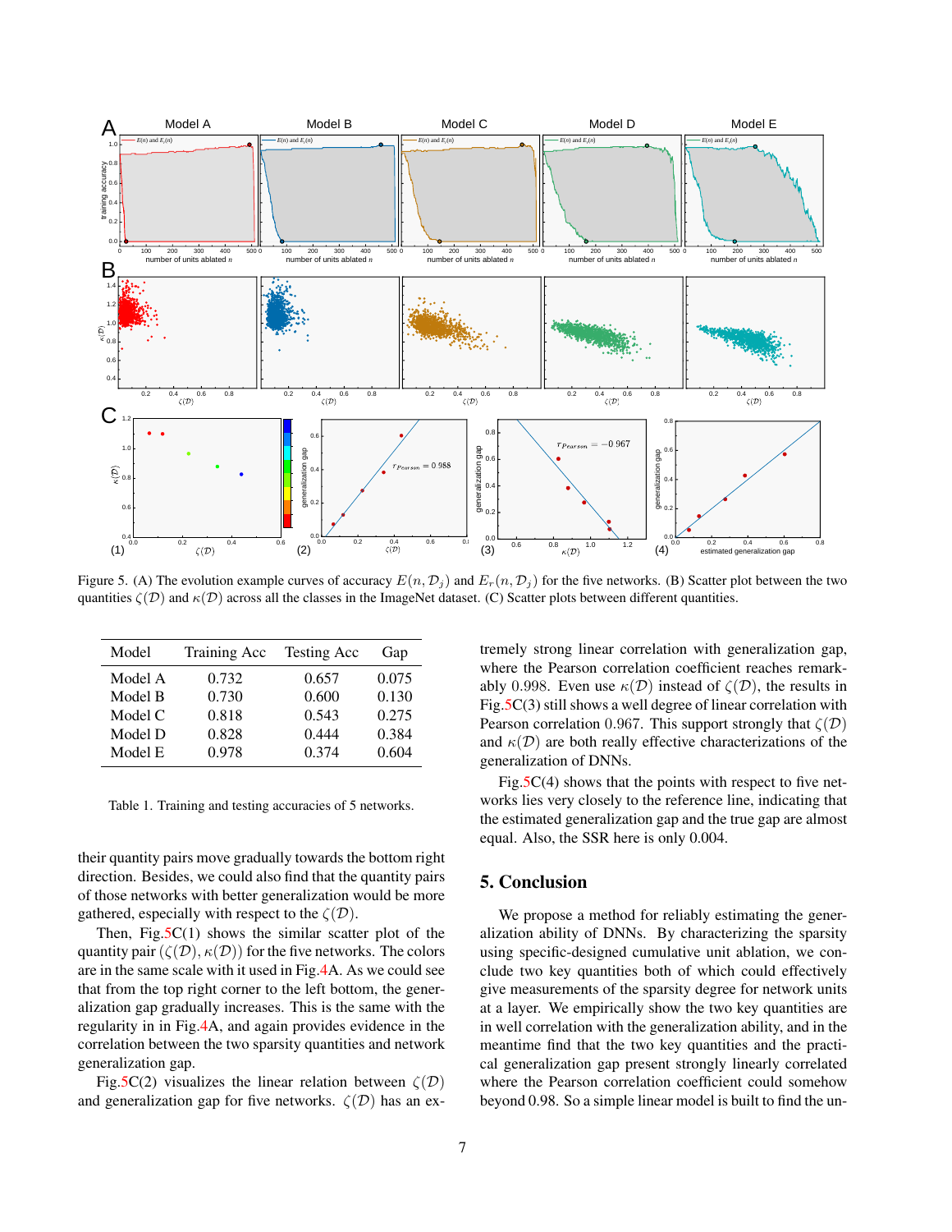Figure 5. (A) The evolution example curves of accuracy $E(n, \mathcal{D}_j)$ and $E_r(n, \mathcal{D}_j)$ for the five networks. (B) Scatter plot between the two quantities $\zeta(\mathcal{D})$ and $\kappa(\mathcal{D})$ across all the classes in the ImageNet dataset. (C) Scatter plots between different quantities.

| Model | Training Acc | Testing Acc | Gap |
|---|---|---|---|
| Model A | 0.732 | 0.657 | 0.075 |
| Model B | 0.730 | 0.600 | 0.130 |
| Model C | 0.818 | 0.543 | 0.275 |
| Model D | 0.828 | 0.444 | 0.384 |
| Model E | 0.978 | 0.374 | 0.604 |

Table 1. Training and testing accuracies of 5 networks.

their quantity pairs move gradually towards the bottom right direction. Besides, we could also find that the quantity pairs of those networks with better generalization would be more gathered, especially with respect to the $\zeta(\mathcal{D})$.

Then, Fig.5C(1) shows the similar scatter plot of the quantity pair $(\zeta(\mathcal{D}), \kappa(\mathcal{D}))$ for the five networks. The colors are in the same scale with it used in Fig.4A. As we could see that from the top right corner to the left bottom, the generalization gap gradually increases. This is the same with the regularity in in Fig.4A, and again provides evidence in the correlation between the two sparsity quantities and network generalization gap.

Fig.5C(2) visualizes the linear relation between $\zeta(\mathcal{D})$ and generalization gap for five networks. $\zeta(\mathcal{D})$ has an extremely strong linear correlation with generalization gap, where the Pearson correlation coefficient reaches remarkably 0.998. Even use $\kappa(\mathcal{D})$ instead of $\zeta(\mathcal{D})$, the results in Fig.5C(3) still shows a well degree of linear correlation with Pearson correlation 0.967. This support strongly that $\zeta(\mathcal{D})$ and $\kappa(\mathcal{D})$ are both really effective characterizations of the generalization of DNNs.

Fig.5C(4) shows that the points with respect to five networks lies very closely to the reference line, indicating that the estimated generalization gap and the true gap are almost equal. Also, the SSR here is only 0.004.

## 5. Conclusion

We propose a method for reliably estimating the generalization ability of DNNs. By characterizing the sparsity using specific-designed cumulative unit ablation, we conclude two key quantities both of which could effectively give measurements of the sparsity degree for network units at a layer. We empirically show the two key quantities are in well correlation with the generalization ability, and in the meantime find that the two key quantities and the practical generalization gap present strongly linearly correlated where the Pearson correlation coefficient could somehow beyond 0.98. So a simple linear model is built to find the un-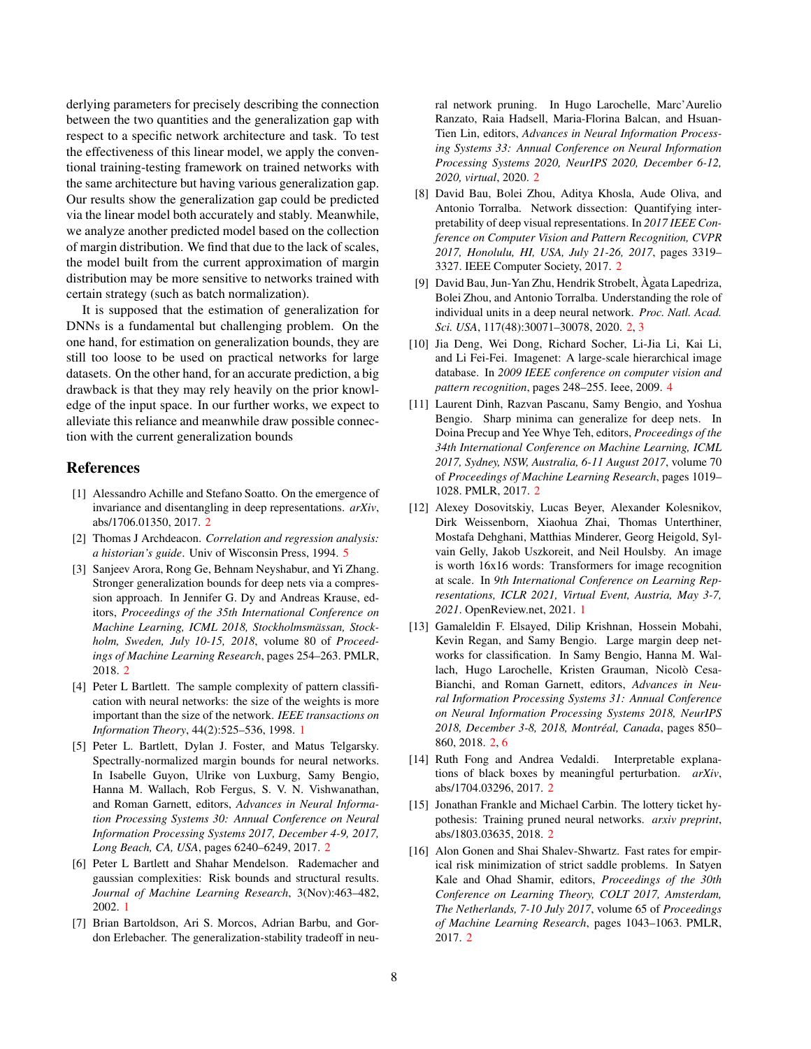derlying parameters for precisely describing the connection between the two quantities and the generalization gap with respect to a specific network architecture and task. To test the effectiveness of this linear model, we apply the conventional training-testing framework on trained networks with the same architecture but having various generalization gap. Our results show the generalization gap could be predicted via the linear model both accurately and stably. Meanwhile, we analyze another predicted model based on the collection of margin distribution. We find that due to the lack of scales, the model built from the current approximation of margin distribution may be more sensitive to networks trained with certain strategy (such as batch normalization).

It is supposed that the estimation of generalization for DNNs is a fundamental but challenging problem. On the one hand, for estimation on generalization bounds, they are still too loose to be used on practical networks for large datasets. On the other hand, for an accurate prediction, a big drawback is that they may rely heavily on the prior knowledge of the input space. In our further works, we expect to alleviate this reliance and meanwhile draw possible connection with the current generalization bounds

## References

[1] Alessandro Achille and Stefano Soatto. On the emergence of invariance and disentangling in deep representations. *arXiv*, abs/1706.01350, 2017. 2

[2] Thomas J Archdeacon. *Correlation and regression analysis: a historian's guide*. Univ of Wisconsin Press, 1994. 5

[3] Sanjeev Arora, Rong Ge, Behnam Neyshabur, and Yi Zhang. Stronger generalization bounds for deep nets via a compression approach. In Jennifer G. Dy and Andreas Krause, editors, *Proceedings of the 35th International Conference on Machine Learning, ICML 2018, Stockholmsmässan, Stockholm, Sweden, July 10-15, 2018*, volume 80 of *Proceedings of Machine Learning Research*, pages 254–263. PMLR, 2018. 2

[4] Peter L Bartlett. The sample complexity of pattern classification with neural networks: the size of the weights is more important than the size of the network. *IEEE transactions on Information Theory*, 44(2):525–536, 1998. 1

[5] Peter L. Bartlett, Dylan J. Foster, and Matus Telgarsky. Spectrally-normalized margin bounds for neural networks. In Isabelle Guyon, Ulrike von Luxburg, Samy Bengio, Hanna M. Wallach, Rob Fergus, S. V. N. Vishwanathan, and Roman Garnett, editors, *Advances in Neural Information Processing Systems 30: Annual Conference on Neural Information Processing Systems 2017, December 4-9, 2017, Long Beach, CA, USA*, pages 6240–6249, 2017. 2

[6] Peter L Bartlett and Shahar Mendelson. Rademacher and gaussian complexities: Risk bounds and structural results. *Journal of Machine Learning Research*, 3(Nov):463–482, 2002. 1

[7] Brian Bartoldson, Ari S. Morcos, Adrian Barbu, and Gordon Erlebacher. The generalization-stability tradeoff in neural network pruning. In Hugo Larochelle, Marc'Aurelio Ranzato, Raia Hadsell, Maria-Florina Balcan, and Hsuan-Tien Lin, editors, *Advances in Neural Information Processing Systems 33: Annual Conference on Neural Information Processing Systems 2020, NeurIPS 2020, December 6-12, 2020, virtual*, 2020. 2

[8] David Bau, Bolei Zhou, Aditya Khosla, Aude Oliva, and Antonio Torralba. Network dissection: Quantifying interpretability of deep visual representations. In *2017 IEEE Conference on Computer Vision and Pattern Recognition, CVPR 2017, Honolulu, HI, USA, July 21-26, 2017*, pages 3319–3327. IEEE Computer Society, 2017. 2

[9] David Bau, Jun-Yan Zhu, Hendrik Strobelt, Àgata Lapedriza, Bolei Zhou, and Antonio Torralba. Understanding the role of individual units in a deep neural network. *Proc. Natl. Acad. Sci. USA*, 117(48):30071–30078, 2020. 2, 3

[10] Jia Deng, Wei Dong, Richard Socher, Li-Jia Li, Kai Li, and Li Fei-Fei. Imagenet: A large-scale hierarchical image database. In *2009 IEEE conference on computer vision and pattern recognition*, pages 248–255. Ieee, 2009. 4

[11] Laurent Dinh, Razvan Pascanu, Samy Bengio, and Yoshua Bengio. Sharp minima can generalize for deep nets. In Doina Precup and Yee Whye Teh, editors, *Proceedings of the 34th International Conference on Machine Learning, ICML 2017, Sydney, NSW, Australia, 6-11 August 2017*, volume 70 of *Proceedings of Machine Learning Research*, pages 1019–1028. PMLR, 2017. 2

[12] Alexey Dosovitskiy, Lucas Beyer, Alexander Kolesnikov, Dirk Weissenborn, Xiaohua Zhai, Thomas Unterthiner, Mostafa Dehghani, Matthias Minderer, Georg Heigold, Sylvain Gelly, Jakob Uszkoreit, and Neil Houlsby. An image is worth 16x16 words: Transformers for image recognition at scale. In *9th International Conference on Learning Representations, ICLR 2021, Virtual Event, Austria, May 3-7, 2021*. OpenReview.net, 2021. 1

[13] Gamaleldin F. Elsayed, Dilip Krishnan, Hossein Mobahi, Kevin Regan, and Samy Bengio. Large margin deep networks for classification. In Samy Bengio, Hanna M. Wallach, Hugo Larochelle, Kristen Grauman, Nicolò Cesa-Bianchi, and Roman Garnett, editors, *Advances in Neural Information Processing Systems 31: Annual Conference on Neural Information Processing Systems 2018, NeurIPS 2018, December 3-8, 2018, Montréal, Canada*, pages 850–860, 2018. 2, 6

[14] Ruth Fong and Andrea Vedaldi. Interpretable explanations of black boxes by meaningful perturbation. *arXiv*, abs/1704.03296, 2017. 2

[15] Jonathan Frankle and Michael Carbin. The lottery ticket hypothesis: Training pruned neural networks. *arxiv preprint*, abs/1803.03635, 2018. 2

[16] Alon Gonen and Shai Shalev-Shwartz. Fast rates for empirical risk minimization of strict saddle problems. In Satyen Kale and Ohad Shamir, editors, *Proceedings of the 30th Conference on Learning Theory, COLT 2017, Amsterdam, The Netherlands, 7-10 July 2017*, volume 65 of *Proceedings of Machine Learning Research*, pages 1043–1063. PMLR, 2017. 2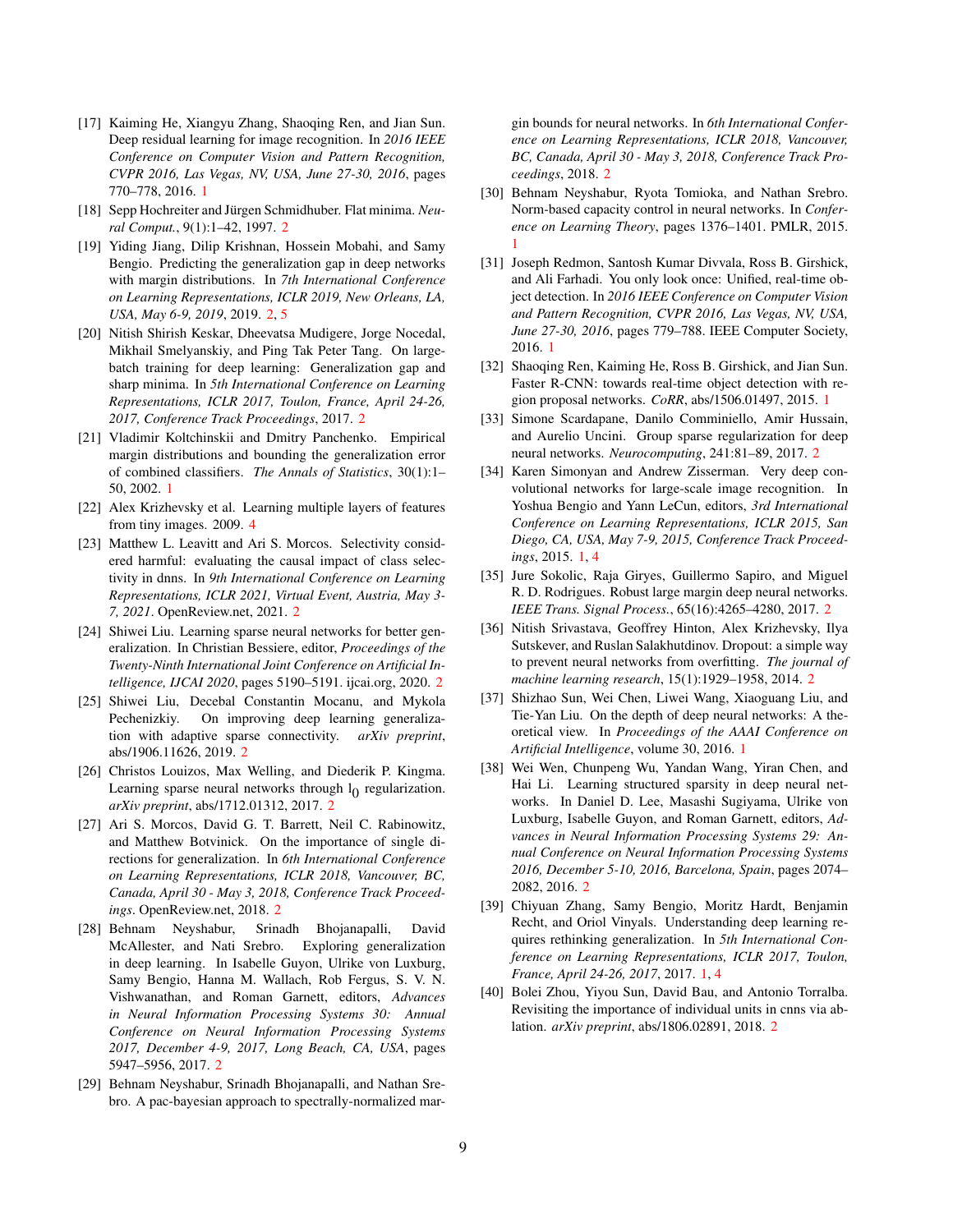[17] Kaiming He, Xiangyu Zhang, Shaoqing Ren, and Jian Sun. Deep residual learning for image recognition. In *2016 IEEE Conference on Computer Vision and Pattern Recognition, CVPR 2016, Las Vegas, NV, USA, June 27-30, 2016*, pages 770–778, 2016. 1

[18] Sepp Hochreiter and Jürgen Schmidhuber. Flat minima. *Neural Comput.*, 9(1):1–42, 1997. 2

[19] Yiding Jiang, Dilip Krishnan, Hossein Mobahi, and Samy Bengio. Predicting the generalization gap in deep networks with margin distributions. In *7th International Conference on Learning Representations, ICLR 2019, New Orleans, LA, USA, May 6-9, 2019*, 2019. 2, 5

[20] Nitish Shirish Keskar, Dheevatsa Mudigere, Jorge Nocedal, Mikhail Smelyanskiy, and Ping Tak Peter Tang. On large-batch training for deep learning: Generalization gap and sharp minima. In *5th International Conference on Learning Representations, ICLR 2017, Toulon, France, April 24-26, 2017, Conference Track Proceedings*, 2017. 2

[21] Vladimir Koltchinskii and Dmitry Panchenko. Empirical margin distributions and bounding the generalization error of combined classifiers. *The Annals of Statistics*, 30(1):1–50, 2002. 1

[22] Alex Krizhevsky et al. Learning multiple layers of features from tiny images. 2009. 4

[23] Matthew L. Leavitt and Ari S. Morcos. Selectivity considered harmful: evaluating the causal impact of class selectivity in dnns. In *9th International Conference on Learning Representations, ICLR 2021, Virtual Event, Austria, May 3-7, 2021*. OpenReview.net, 2021. 2

[24] Shiwei Liu. Learning sparse neural networks for better generalization. In Christian Bessiere, editor, *Proceedings of the Twenty-Ninth International Joint Conference on Artificial Intelligence, IJCAI 2020*, pages 5190–5191. ijcai.org, 2020. 2

[25] Shiwei Liu, Decebal Constantin Mocanu, and Mykola Pechenizkiy. On improving deep learning generalization with adaptive sparse connectivity. *arXiv preprint*, abs/1906.11626, 2019. 2

[26] Christos Louizos, Max Welling, and Diederik P. Kingma. Learning sparse neural networks through $l_0$ regularization. *arXiv preprint*, abs/1712.01312, 2017. 2

[27] Ari S. Morcos, David G. T. Barrett, Neil C. Rabinowitz, and Matthew Botvinick. On the importance of single directions for generalization. In *6th International Conference on Learning Representations, ICLR 2018, Vancouver, BC, Canada, April 30 - May 3, 2018, Conference Track Proceedings*. OpenReview.net, 2018. 2

[28] Behnam Neyshabur, Srinadh Bhojanapalli, David McAllester, and Nati Srebro. Exploring generalization in deep learning. In Isabelle Guyon, Ulrike von Luxburg, Samy Bengio, Hanna M. Wallach, Rob Fergus, S. V. N. Vishwanathan, and Roman Garnett, editors, *Advances in Neural Information Processing Systems 30: Annual Conference on Neural Information Processing Systems 2017, December 4-9, 2017, Long Beach, CA, USA*, pages 5947–5956, 2017. 2

[29] Behnam Neyshabur, Srinadh Bhojanapalli, and Nathan Srebro. A pac-bayesian approach to spectrally-normalized margin bounds for neural networks. In *6th International Conference on Learning Representations, ICLR 2018, Vancouver, BC, Canada, April 30 - May 3, 2018, Conference Track Proceedings*, 2018. 2

[30] Behnam Neyshabur, Ryota Tomioka, and Nathan Srebro. Norm-based capacity control in neural networks. In *Conference on Learning Theory*, pages 1376–1401. PMLR, 2015. 1

[31] Joseph Redmon, Santosh Kumar Divvala, Ross B. Girshick, and Ali Farhadi. You only look once: Unified, real-time object detection. In *2016 IEEE Conference on Computer Vision and Pattern Recognition, CVPR 2016, Las Vegas, NV, USA, June 27-30, 2016*, pages 779–788. IEEE Computer Society, 2016. 1

[32] Shaoqing Ren, Kaiming He, Ross B. Girshick, and Jian Sun. Faster R-CNN: towards real-time object detection with region proposal networks. *CoRR*, abs/1506.01497, 2015. 1

[33] Simone Scardapane, Danilo Comminiello, Amir Hussain, and Aurelio Uncini. Group sparse regularization for deep neural networks. *Neurocomputing*, 241:81–89, 2017. 2

[34] Karen Simonyan and Andrew Zisserman. Very deep convolutional networks for large-scale image recognition. In Yoshua Bengio and Yann LeCun, editors, *3rd International Conference on Learning Representations, ICLR 2015, San Diego, CA, USA, May 7-9, 2015, Conference Track Proceedings*, 2015. 1, 4

[35] Jure Sokolic, Raja Giryes, Guillermo Sapiro, and Miguel R. D. Rodrigues. Robust large margin deep neural networks. *IEEE Trans. Signal Process.*, 65(16):4265–4280, 2017. 2

[36] Nitish Srivastava, Geoffrey Hinton, Alex Krizhevsky, Ilya Sutskever, and Ruslan Salakhutdinov. Dropout: a simple way to prevent neural networks from overfitting. *The journal of machine learning research*, 15(1):1929–1958, 2014. 2

[37] Shizhao Sun, Wei Chen, Liwei Wang, Xiaoguang Liu, and Tie-Yan Liu. On the depth of deep neural networks: A theoretical view. In *Proceedings of the AAAI Conference on Artificial Intelligence*, volume 30, 2016. 1

[38] Wei Wen, Chunpeng Wu, Yandan Wang, Yiran Chen, and Hai Li. Learning structured sparsity in deep neural networks. In Daniel D. Lee, Masashi Sugiyama, Ulrike von Luxburg, Isabelle Guyon, and Roman Garnett, editors, *Advances in Neural Information Processing Systems 29: Annual Conference on Neural Information Processing Systems 2016, December 5-10, 2016, Barcelona, Spain*, pages 2074–2082, 2016. 2

[39] Chiyuan Zhang, Samy Bengio, Moritz Hardt, Benjamin Recht, and Oriol Vinyals. Understanding deep learning requires rethinking generalization. In *5th International Conference on Learning Representations, ICLR 2017, Toulon, France, April 24-26, 2017*, 2017. 1, 4

[40] Bolei Zhou, Yiyou Sun, David Bau, and Antonio Torralba. Revisiting the importance of individual units in cnns via ablation. *arXiv preprint*, abs/1806.02891, 2018. 2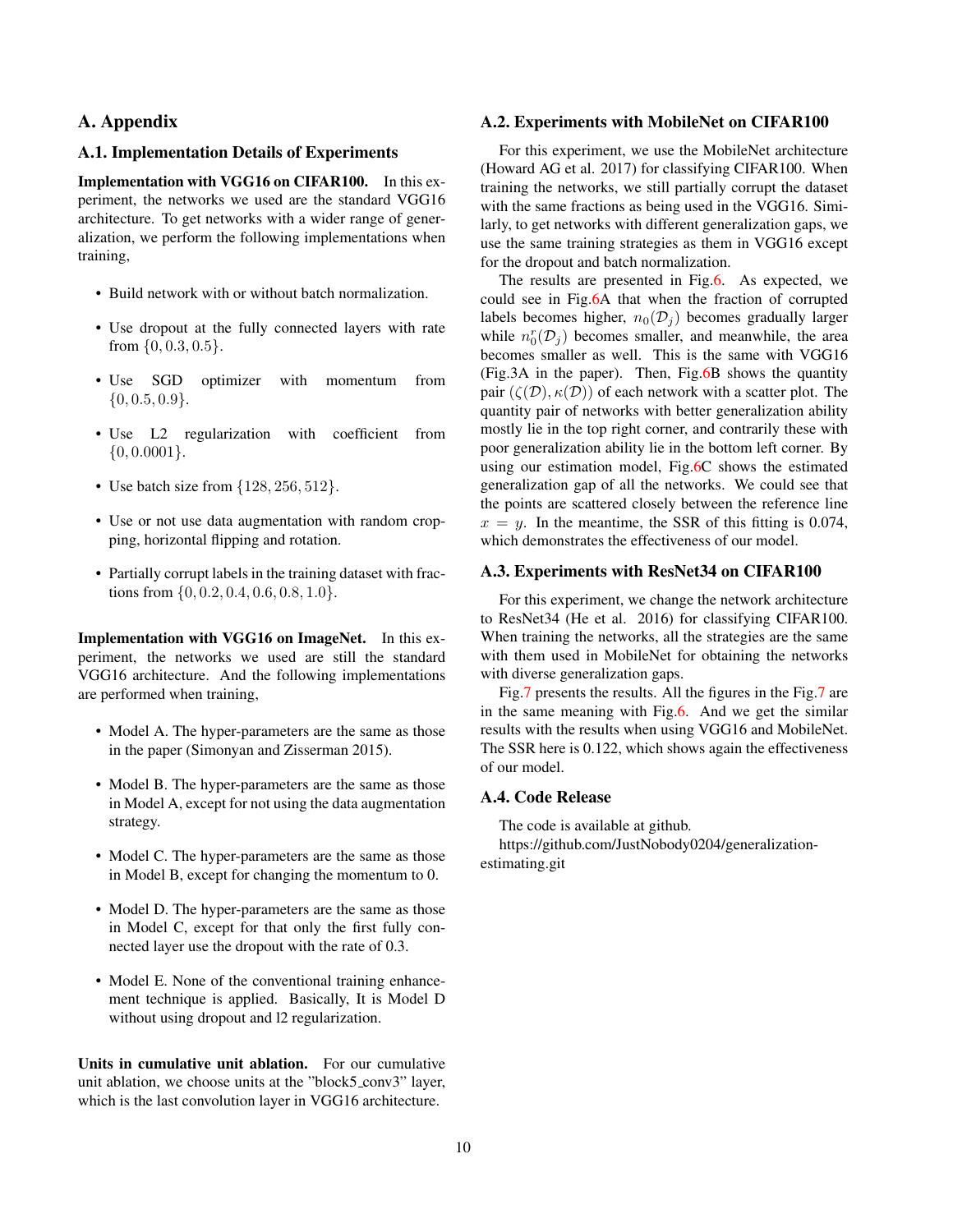# A. Appendix

## A.1. Implementation Details of Experiments

**Implementation with VGG16 on CIFAR100.** In this experiment, the networks we used are the standard VGG16 architecture. To get networks with a wider range of generalization, we perform the following implementations when training,

- Build network with or without batch normalization.
- Use dropout at the fully connected layers with rate from $\{0, 0.3, 0.5\}$.
- Use SGD optimizer with momentum from $\{0, 0.5, 0.9\}$.
- Use L2 regularization with coefficient from $\{0, 0.0001\}$.
- Use batch size from $\{128, 256, 512\}$.
- Use or not use data augmentation with random cropping, horizontal flipping and rotation.
- Partially corrupt labels in the training dataset with fractions from $\{0, 0.2, 0.4, 0.6, 0.8, 1.0\}$.

**Implementation with VGG16 on ImageNet.** In this experiment, the networks we used are still the standard VGG16 architecture. And the following implementations are performed when training,

- Model A. The hyper-parameters are the same as those in the paper (Simonyan and Zisserman 2015).
- Model B. The hyper-parameters are the same as those in Model A, except for not using the data augmentation strategy.
- Model C. The hyper-parameters are the same as those in Model B, except for changing the momentum to 0.
- Model D. The hyper-parameters are the same as those in Model C, except for that only the first fully connected layer use the dropout with the rate of 0.3.
- Model E. None of the conventional training enhancement technique is applied. Basically, It is Model D without using dropout and l2 regularization.

**Units in cumulative unit ablation.** For our cumulative unit ablation, we choose units at the "block5_conv3" layer, which is the last convolution layer in VGG16 architecture.

## A.2. Experiments with MobileNet on CIFAR100

For this experiment, we use the MobileNet architecture (Howard AG et al. 2017) for classifying CIFAR100. When training the networks, we still partially corrupt the dataset with the same fractions as being used in the VGG16. Similarly, to get networks with different generalization gaps, we use the same training strategies as them in VGG16 except for the dropout and batch normalization.

The results are presented in Fig.6. As expected, we could see in Fig.6A that when the fraction of corrupted labels becomes higher, $n_0(\mathcal{D}_j)$ becomes gradually larger while $n_0^r(\mathcal{D}_j)$ becomes smaller, and meanwhile, the area becomes smaller as well. This is the same with VGG16 (Fig.3A in the paper). Then, Fig.6B shows the quantity pair $(\zeta(\mathcal{D}), \kappa(\mathcal{D}))$ of each network with a scatter plot. The quantity pair of networks with better generalization ability mostly lie in the top right corner, and contrarily these with poor generalization ability lie in the bottom left corner. By using our estimation model, Fig.6C shows the estimated generalization gap of all the networks. We could see that the points are scattered closely between the reference line $x = y$. In the meantime, the SSR of this fitting is 0.074, which demonstrates the effectiveness of our model.

## A.3. Experiments with ResNet34 on CIFAR100

For this experiment, we change the network architecture to ResNet34 (He et al. 2016) for classifying CIFAR100. When training the networks, all the strategies are the same with them used in MobileNet for obtaining the networks with diverse generalization gaps.

Fig.7 presents the results. All the figures in the Fig.7 are in the same meaning with Fig.6. And we get the similar results with the results when using VGG16 and MobileNet. The SSR here is 0.122, which shows again the effectiveness of our model.

## A.4. Code Release

The code is available at github.
https://github.com/JustNobody0204/generalization-estimating.git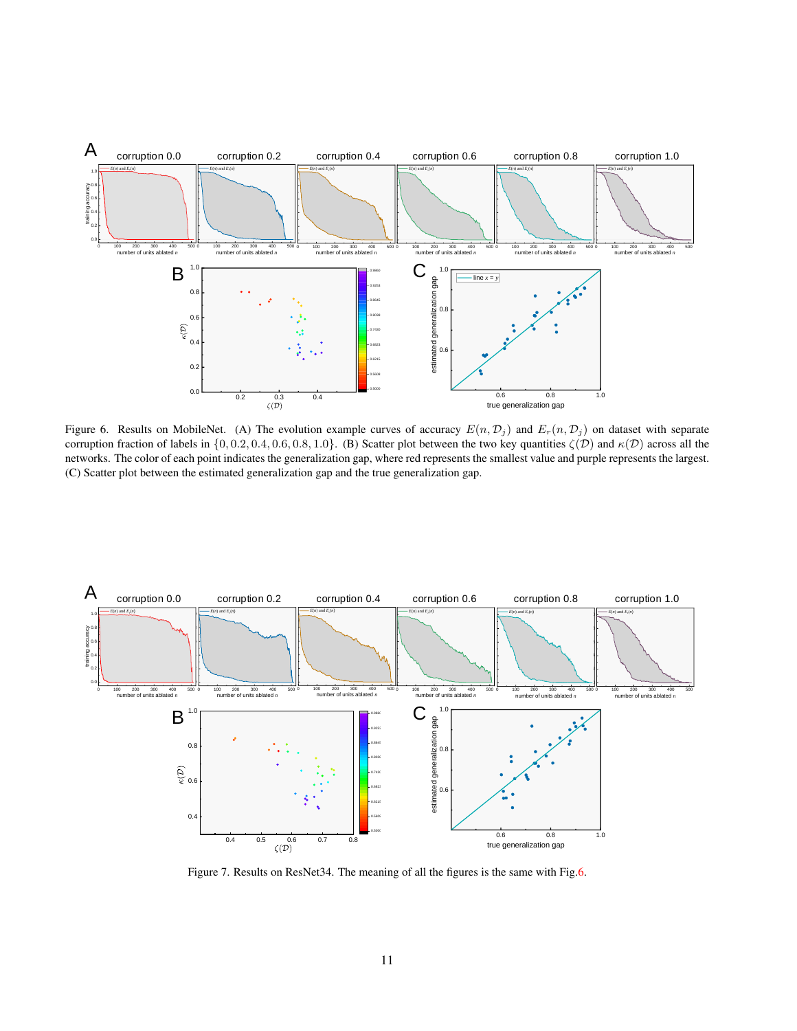A

corruption 0.0 corruption 0.2 corruption 0.4 corruption 0.6 corruption 0.8 corruption 1.0

training accuracy

number of units ablated $n$

B

C

line $x = y$

estimated generalization gap

true generalization gap

Figure 6. Results on MobileNet. (A) The evolution example curves of accuracy $E(n, \mathcal{D}_j)$ and $E_r(n, \mathcal{D}_j)$ on dataset with separate corruption fraction of labels in $\{0, 0.2, 0.4, 0.6, 0.8, 1.0\}$. (B) Scatter plot between the two key quantities $\zeta(\mathcal{D})$ and $\kappa(\mathcal{D})$ across all the networks. The color of each point indicates the generalization gap, where red represents the smallest value and purple represents the largest. (C) Scatter plot between the estimated generalization gap and the true generalization gap.

A

corruption 0.0 corruption 0.2 corruption 0.4 corruption 0.6 corruption 0.8 corruption 1.0

training accuracy

number of units ablated $n$

B

C

estimated generalization gap

true generalization gap

Figure 7. Results on ResNet34. The meaning of all the figures is the same with Fig.6.